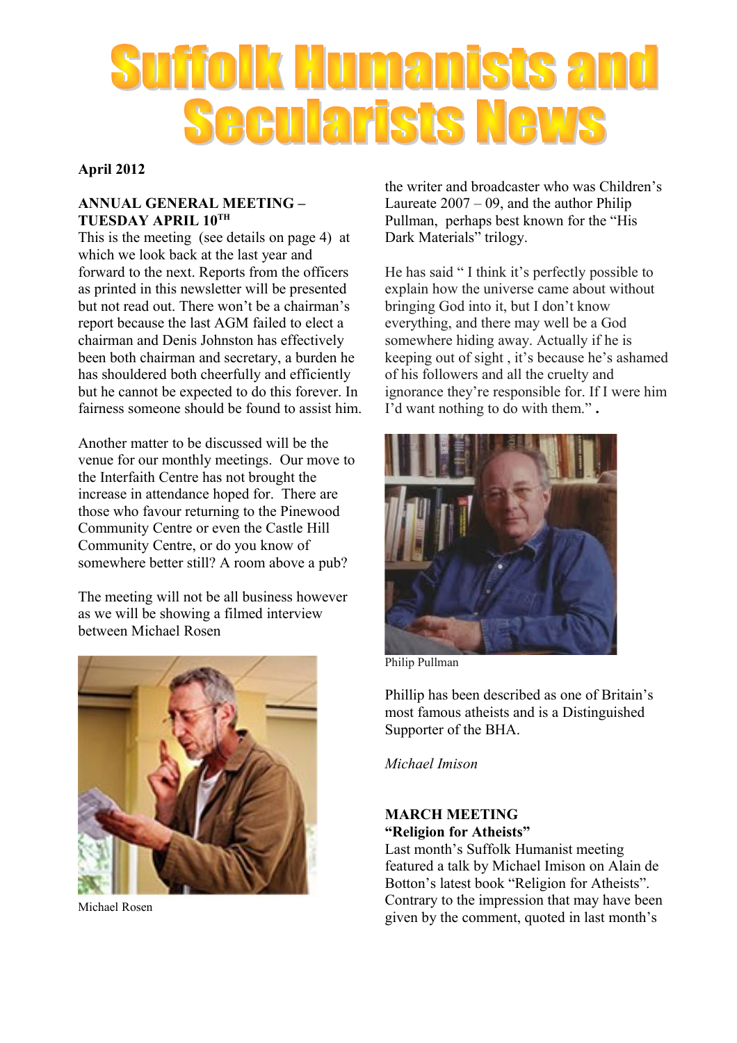# Suffolk Humanists and Secularists News

**April 2012**

**ANNUAL GENERAL MEETING – TUESDAY APRIL 10TH**

This is the meeting (see details on page 4) at which we look back at the last year and forward to the next. Reports from the officers as printed in this newsletter will be presented but not read out. There won't be a chairman's report because the last AGM failed to elect a chairman and Denis Johnston has effectively been both chairman and secretary, a burden he has shouldered both cheerfully and efficiently but he cannot be expected to do this forever. In fairness someone should be found to assist him.

Another matter to be discussed will be the venue for our monthly meetings. Our move to the Interfaith Centre has not brought the increase in attendance hoped for. There are those who favour returning to the Pinewood Community Centre or even the Castle Hill Community Centre, or do you know of somewhere better still? A room above a pub?

The meeting will not be all business however as we will be showing a filmed interview between Michael Rosen

Michael Rosen

the writer and broadcaster who was Children's Laureate 2007 – 09, and the author Philip Pullman, perhaps best known for the "His Dark Materials" trilogy.

He has said " I think it's perfectly possible to explain how the universe came about without bringing God into it, but I don't know everything, and there may well be a God somewhere hiding away. Actually if he is keeping out of sight , it's because he's ashamed of his followers and all the cruelty and ignorance they're responsible for. If I were him I'd want nothing to do with them." **.**

Philip Pullman

Phillip has been described as one of Britain's most famous atheists and is a Distinguished Supporter of the BHA.

*Michael Imison*

**MARCH MEETING**
**"Religion for Atheists"**

Last month's Suffolk Humanist meeting featured a talk by Michael Imison on Alain de Botton's latest book "Religion for Atheists". Contrary to the impression that may have been given by the comment, quoted in last month's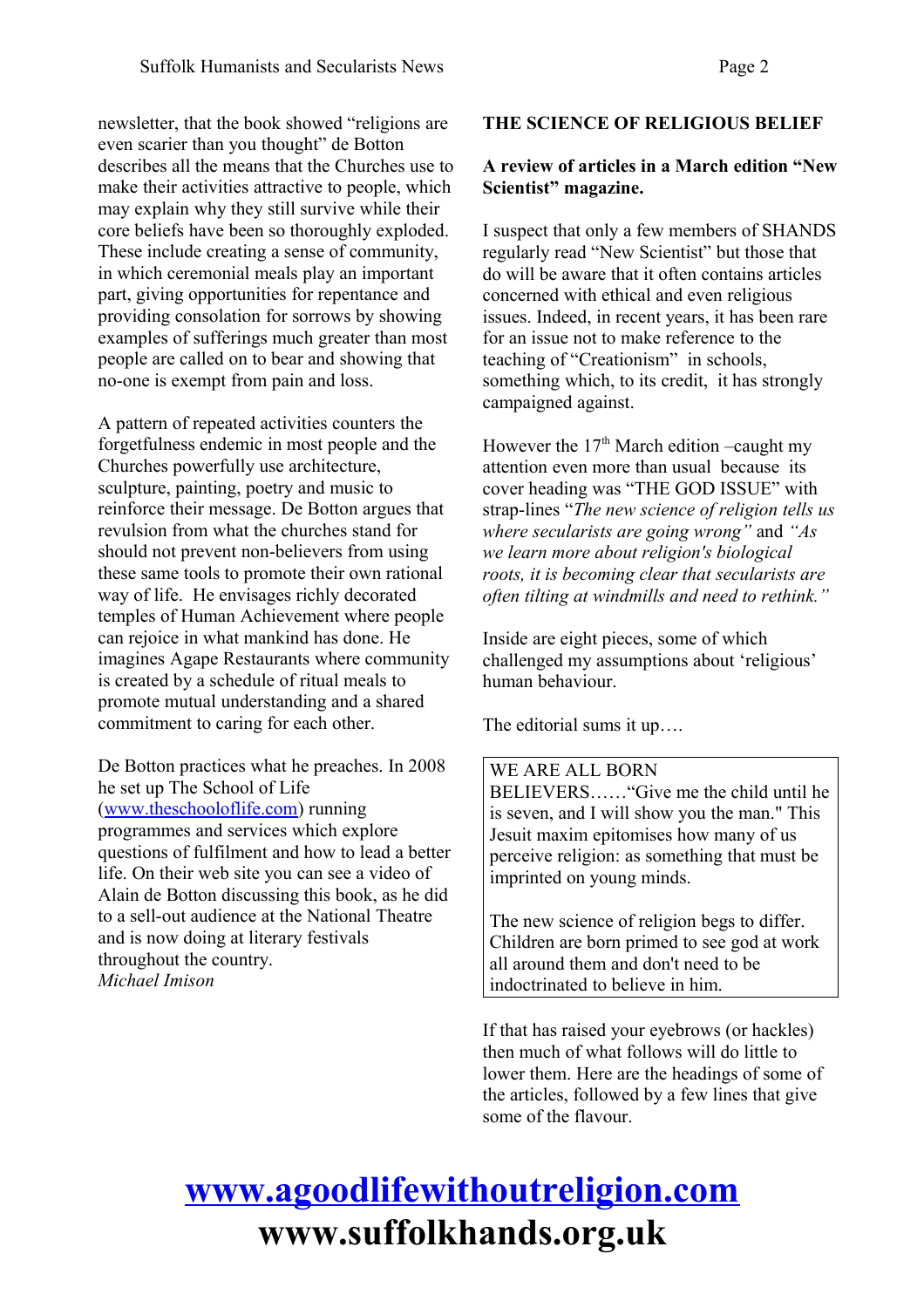newsletter, that the book showed "religions are even scarier than you thought" de Botton describes all the means that the Churches use to make their activities attractive to people, which may explain why they still survive while their core beliefs have been so thoroughly exploded. These include creating a sense of community, in which ceremonial meals play an important part, giving opportunities for repentance and providing consolation for sorrows by showing examples of sufferings much greater than most people are called on to bear and showing that no-one is exempt from pain and loss.

A pattern of repeated activities counters the forgetfulness endemic in most people and the Churches powerfully use architecture, sculpture, painting, poetry and music to reinforce their message. De Botton argues that revulsion from what the churches stand for should not prevent non-believers from using these same tools to promote their own rational way of life. He envisages richly decorated temples of Human Achievement where people can rejoice in what mankind has done. He imagines Agape Restaurants where community is created by a schedule of ritual meals to promote mutual understanding and a shared commitment to caring for each other.

De Botton practices what he preaches. In 2008 he set up The School of Life (www.theschooloflife.com) running programmes and services which explore questions of fulfilment and how to lead a better life. On their web site you can see a video of Alain de Botton discussing this book, as he did to a sell-out audience at the National Theatre and is now doing at literary festivals throughout the country.
*Michael Imison*

**THE SCIENCE OF RELIGIOUS BELIEF**

**A review of articles in a March edition "New Scientist" magazine.**

I suspect that only a few members of SHANDS regularly read "New Scientist" but those that do will be aware that it often contains articles concerned with ethical and even religious issues. Indeed, in recent years, it has been rare for an issue not to make reference to the teaching of "Creationism" in schools, something which, to its credit, it has strongly campaigned against.

However the 17th March edition –caught my attention even more than usual because its cover heading was "THE GOD ISSUE" with strap-lines "*The new science of religion tells us where secularists are going wrong"* and *"As we learn more about religion's biological roots, it is becoming clear that secularists are often tilting at windmills and need to rethink."*

Inside are eight pieces, some of which challenged my assumptions about 'religious' human behaviour.

The editorial sums it up….

> WE ARE ALL BORN BELIEVERS……"Give me the child until he is seven, and I will show you the man." This Jesuit maxim epitomises how many of us perceive religion: as something that must be imprinted on young minds.
>
> The new science of religion begs to differ. Children are born primed to see god at work all around them and don't need to be indoctrinated to believe in him.

If that has raised your eyebrows (or hackles) then much of what follows will do little to lower them. Here are the headings of some of the articles, followed by a few lines that give some of the flavour.

**www.agoodlifewithoutreligion.com**
**www.suffolkhands.org.uk**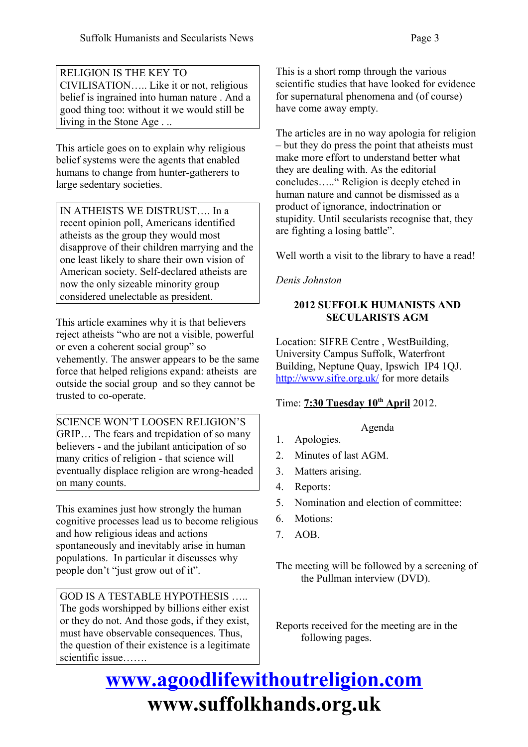RELIGION IS THE KEY TO CIVILISATION….. Like it or not, religious belief is ingrained into human nature . And a good thing too: without it we would still be living in the Stone Age . ..

This article goes on to explain why religious belief systems were the agents that enabled humans to change from hunter-gatherers to large sedentary societies.

IN ATHEISTS WE DISTRUST…. In a recent opinion poll, Americans identified atheists as the group they would most disapprove of their children marrying and the one least likely to share their own vision of American society. Self-declared atheists are now the only sizeable minority group considered unelectable as president.

This article examines why it is that believers reject atheists "who are not a visible, powerful or even a coherent social group" so vehemently. The answer appears to be the same force that helped religions expand: atheists are outside the social group and so they cannot be trusted to co-operate.

SCIENCE WON'T LOOSEN RELIGION'S GRIP… The fears and trepidation of so many believers - and the jubilant anticipation of so many critics of religion - that science will eventually displace religion are wrong-headed on many counts.

This examines just how strongly the human cognitive processes lead us to become religious and how religious ideas and actions spontaneously and inevitably arise in human populations. In particular it discusses why people don't "just grow out of it".

GOD IS A TESTABLE HYPOTHESIS ….. The gods worshipped by billions either exist or they do not. And those gods, if they exist, must have observable consequences. Thus, the question of their existence is a legitimate scientific issue…….

This is a short romp through the various scientific studies that have looked for evidence for supernatural phenomena and (of course) have come away empty.

The articles are in no way apologia for religion – but they do press the point that atheists must make more effort to understand better what they are dealing with. As the editorial concludes….." Religion is deeply etched in human nature and cannot be dismissed as a product of ignorance, indoctrination or stupidity. Until secularists recognise that, they are fighting a losing battle".

Well worth a visit to the library to have a read!

*Denis Johnston*

## 2012 SUFFOLK HUMANISTS AND SECULARISTS AGM

Location: SIFRE Centre , WestBuilding, University Campus Suffolk, Waterfront Building, Neptune Quay, Ipswich IP4 1QJ. http://www.sifre.org.uk/ for more details

Time: **7:30 Tuesday 10th April** 2012.

Agenda

1. Apologies.
2. Minutes of last AGM.
3. Matters arising.
4. Reports:
5. Nomination and election of committee:
6. Motions:
7. AOB.

The meeting will be followed by a screening of the Pullman interview (DVD).

Reports received for the meeting are in the following pages.

**www.agoodlifewithoutreligion.com**

**www.suffolkhands.org.uk**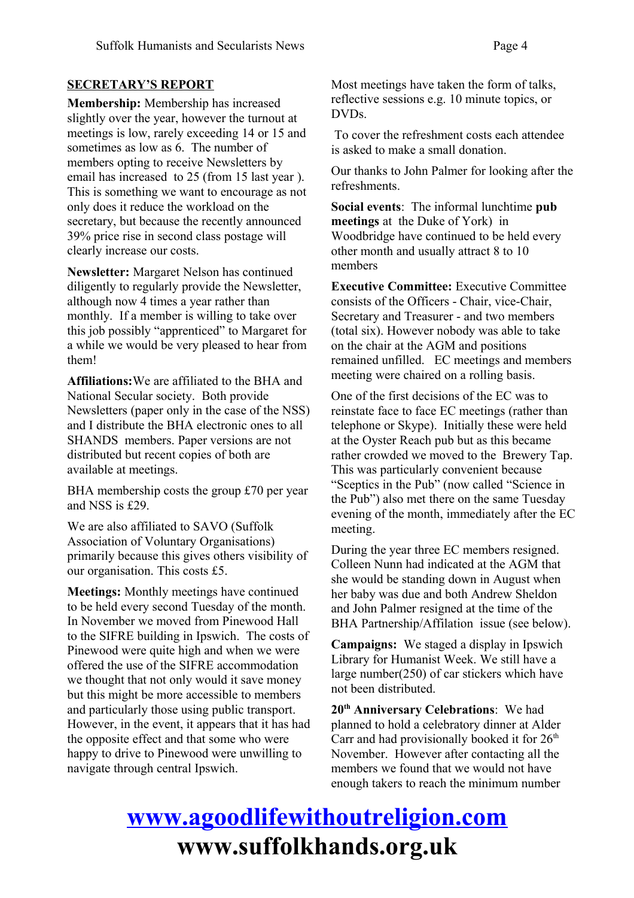## SECRETARY'S REPORT

**Membership:** Membership has increased slightly over the year, however the turnout at meetings is low, rarely exceeding 14 or 15 and sometimes as low as 6. The number of members opting to receive Newsletters by email has increased to 25 (from 15 last year ). This is something we want to encourage as not only does it reduce the workload on the secretary, but because the recently announced 39% price rise in second class postage will clearly increase our costs.

**Newsletter:** Margaret Nelson has continued diligently to regularly provide the Newsletter, although now 4 times a year rather than monthly. If a member is willing to take over this job possibly "apprenticed" to Margaret for a while we would be very pleased to hear from them!

**Affiliations:** We are affiliated to the BHA and National Secular society. Both provide Newsletters (paper only in the case of the NSS) and I distribute the BHA electronic ones to all SHANDS members. Paper versions are not distributed but recent copies of both are available at meetings.

BHA membership costs the group £70 per year and NSS is £29.

We are also affiliated to SAVO (Suffolk Association of Voluntary Organisations) primarily because this gives others visibility of our organisation. This costs £5.

**Meetings:** Monthly meetings have continued to be held every second Tuesday of the month. In November we moved from Pinewood Hall to the SIFRE building in Ipswich. The costs of Pinewood were quite high and when we were offered the use of the SIFRE accommodation we thought that not only would it save money but this might be more accessible to members and particularly those using public transport. However, in the event, it appears that it has had the opposite effect and that some who were happy to drive to Pinewood were unwilling to navigate through central Ipswich.

Most meetings have taken the form of talks, reflective sessions e.g. 10 minute topics, or DVDs.

To cover the refreshment costs each attendee is asked to make a small donation.

Our thanks to John Palmer for looking after the refreshments.

**Social events**: The informal lunchtime **pub meetings** at the Duke of York) in Woodbridge have continued to be held every other month and usually attract 8 to 10 members

**Executive Committee:** Executive Committee consists of the Officers - Chair, vice-Chair, Secretary and Treasurer - and two members (total six). However nobody was able to take on the chair at the AGM and positions remained unfilled. EC meetings and members meeting were chaired on a rolling basis.

One of the first decisions of the EC was to reinstate face to face EC meetings (rather than telephone or Skype). Initially these were held at the Oyster Reach pub but as this became rather crowded we moved to the Brewery Tap. This was particularly convenient because "Sceptics in the Pub" (now called "Science in the Pub") also met there on the same Tuesday evening of the month, immediately after the EC meeting.

During the year three EC members resigned. Colleen Nunn had indicated at the AGM that she would be standing down in August when her baby was due and both Andrew Sheldon and John Palmer resigned at the time of the BHA Partnership/Affilation issue (see below).

**Campaigns:** We staged a display in Ipswich Library for Humanist Week. We still have a large number(250) of car stickers which have not been distributed.

**20th Anniversary Celebrations**: We had planned to hold a celebratory dinner at Alder Carr and had provisionally booked it for 26th November. However after contacting all the members we found that we would not have enough takers to reach the minimum number

**[www.agoodlifewithoutreligion.com](http://www.agoodlifewithoutreligion.com)**

**www.suffolkhands.org.uk**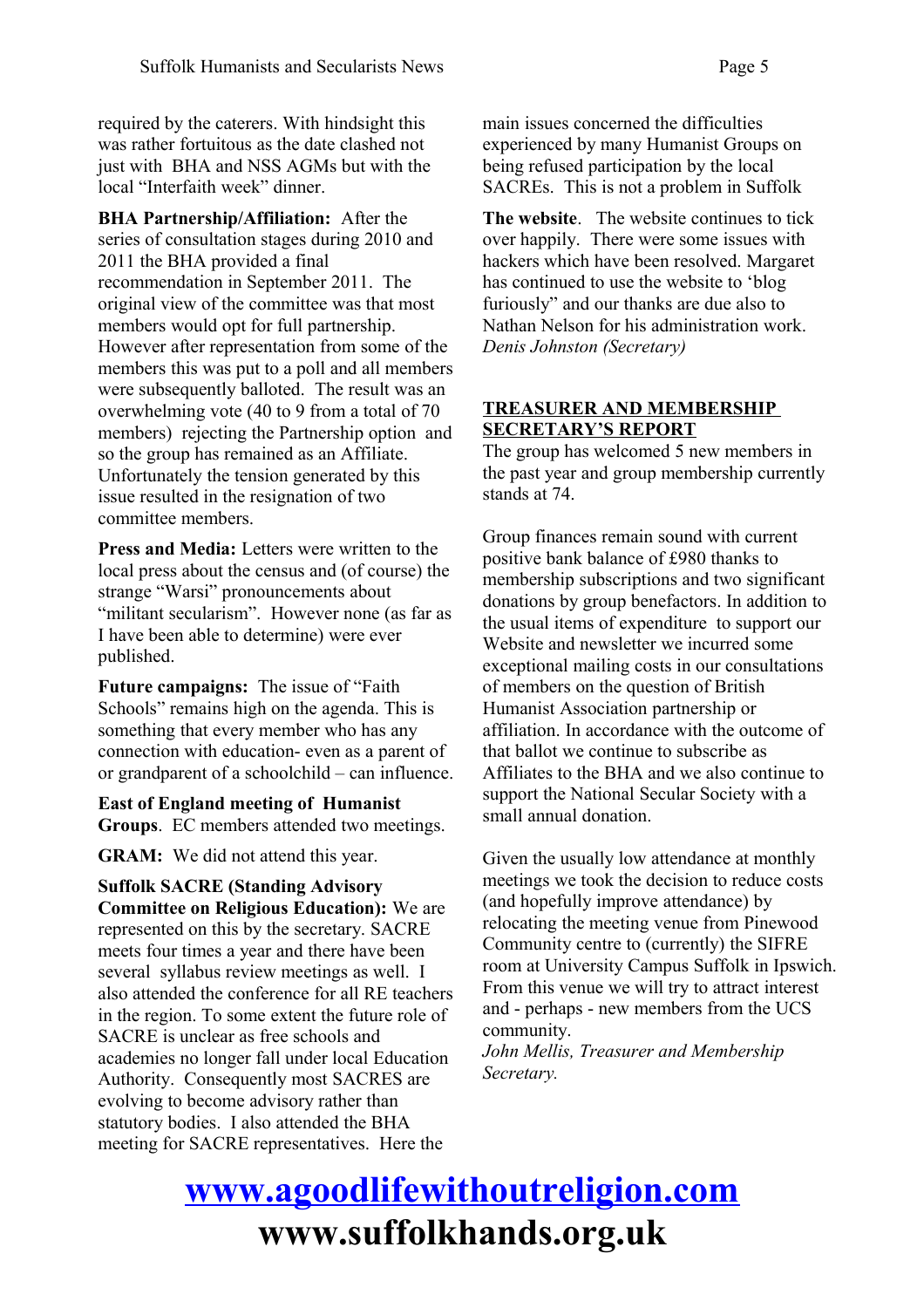required by the caterers. With hindsight this was rather fortuitous as the date clashed not just with BHA and NSS AGMs but with the local "Interfaith week" dinner.

**BHA Partnership/Affiliation:** After the series of consultation stages during 2010 and 2011 the BHA provided a final recommendation in September 2011. The original view of the committee was that most members would opt for full partnership. However after representation from some of the members this was put to a poll and all members were subsequently balloted. The result was an overwhelming vote (40 to 9 from a total of 70 members) rejecting the Partnership option and so the group has remained as an Affiliate. Unfortunately the tension generated by this issue resulted in the resignation of two committee members.

**Press and Media:** Letters were written to the local press about the census and (of course) the strange "Warsi" pronouncements about "militant secularism". However none (as far as I have been able to determine) were ever published.

**Future campaigns:** The issue of "Faith Schools" remains high on the agenda. This is something that every member who has any connection with education- even as a parent of or grandparent of a schoolchild – can influence.

**East of England meeting of Humanist Groups**. EC members attended two meetings.

**GRAM:** We did not attend this year.

**Suffolk SACRE (Standing Advisory Committee on Religious Education):** We are represented on this by the secretary. SACRE meets four times a year and there have been several syllabus review meetings as well. I also attended the conference for all RE teachers in the region. To some extent the future role of SACRE is unclear as free schools and academies no longer fall under local Education Authority. Consequently most SACRES are evolving to become advisory rather than statutory bodies. I also attended the BHA meeting for SACRE representatives. Here the main issues concerned the difficulties experienced by many Humanist Groups on being refused participation by the local SACREs. This is not a problem in Suffolk

**The website**. The website continues to tick over happily. There were some issues with hackers which have been resolved. Margaret has continued to use the website to 'blog furiously" and our thanks are due also to Nathan Nelson for his administration work.

*Denis Johnston (Secretary)*

## TREASURER AND MEMBERSHIP SECRETARY'S REPORT

The group has welcomed 5 new members in the past year and group membership currently stands at 74.

Group finances remain sound with current positive bank balance of £980 thanks to membership subscriptions and two significant donations by group benefactors. In addition to the usual items of expenditure to support our Website and newsletter we incurred some exceptional mailing costs in our consultations of members on the question of British Humanist Association partnership or affiliation. In accordance with the outcome of that ballot we continue to subscribe as Affiliates to the BHA and we also continue to support the National Secular Society with a small annual donation.

Given the usually low attendance at monthly meetings we took the decision to reduce costs (and hopefully improve attendance) by relocating the meeting venue from Pinewood Community centre to (currently) the SIFRE room at University Campus Suffolk in Ipswich. From this venue we will try to attract interest and - perhaps - new members from the UCS community.

*John Mellis, Treasurer and Membership Secretary.*

**www.agoodlifewithoutreligion.com**

**www.suffolkhands.org.uk**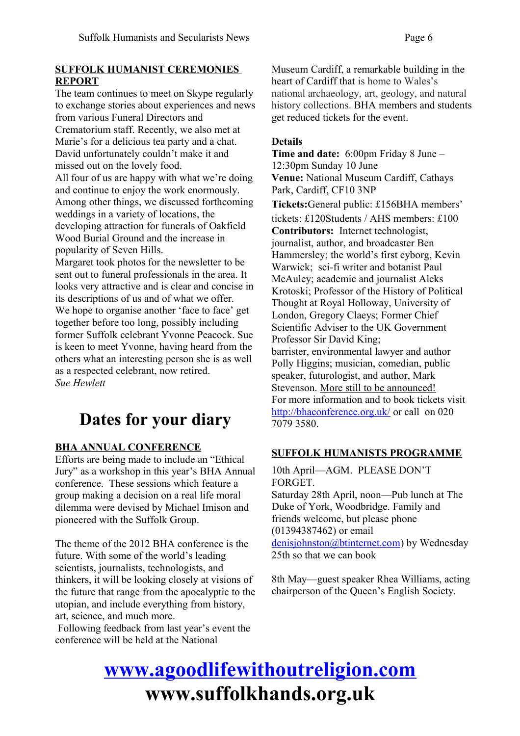## SUFFOLK HUMANIST CEREMONIES REPORT

The team continues to meet on Skype regularly to exchange stories about experiences and news from various Funeral Directors and Crematorium staff. Recently, we also met at Marie's for a delicious tea party and a chat. David unfortunately couldn't make it and missed out on the lovely food.

All four of us are happy with what we're doing and continue to enjoy the work enormously. Among other things, we discussed forthcoming weddings in a variety of locations, the developing attraction for funerals of Oakfield Wood Burial Ground and the increase in popularity of Seven Hills.

Margaret took photos for the newsletter to be sent out to funeral professionals in the area. It looks very attractive and is clear and concise in its descriptions of us and of what we offer.

We hope to organise another 'face to face' get together before too long, possibly including former Suffolk celebrant Yvonne Peacock. Sue is keen to meet Yvonne, having heard from the others what an interesting person she is as well as a respected celebrant, now retired.

*Sue Hewlett*

# Dates for your diary

## BHA ANNUAL CONFERENCE

Efforts are being made to include an "Ethical Jury" as a workshop in this year's BHA Annual conference. These sessions which feature a group making a decision on a real life moral dilemma were devised by Michael Imison and pioneered with the Suffolk Group.

The theme of the 2012 BHA conference is the future. With some of the world's leading scientists, journalists, technologists, and thinkers, it will be looking closely at visions of the future that range from the apocalyptic to the utopian, and include everything from history, art, science, and much more.

Following feedback from last year's event the conference will be held at the National Museum Cardiff, a remarkable building in the heart of Cardiff that is home to Wales's national archaeology, art, geology, and natural history collections. BHA members and students get reduced tickets for the event.

### Details

**Time and date:** 6:00pm Friday 8 June – 12:30pm Sunday 10 June

**Venue:** National Museum Cardiff, Cathays Park, Cardiff, CF10 3NP

**Tickets:**General public: £156BHA members' tickets: £120Students / AHS members: £100

**Contributors:** Internet technologist, journalist, author, and broadcaster Ben Hammersley; the world's first cyborg, Kevin Warwick; sci-fi writer and botanist Paul McAuley; academic and journalist Aleks Krotoski; Professor of the History of Political Thought at Royal Holloway, University of London, Gregory Claeys; Former Chief Scientific Adviser to the UK Government Professor Sir David King; barrister, environmental lawyer and author Polly Higgins; musician, comedian, public speaker, futurologist, and author, Mark Stevenson. More still to be announced!

For more information and to book tickets visit http://bhaconference.org.uk/ or call on 020 7079 3580.

## SUFFOLK HUMANISTS PROGRAMME

10th April—AGM. PLEASE DON'T FORGET.

Saturday 28th April, noon—Pub lunch at The Duke of York, Woodbridge. Family and friends welcome, but please phone (01394387462) or email denisjohnston@btinternet.com) by Wednesday 25th so that we can book

8th May—guest speaker Rhea Williams, acting chairperson of the Queen's English Society.

**www.agoodlifewithoutreligion.com**

**www.suffolkhands.org.uk**